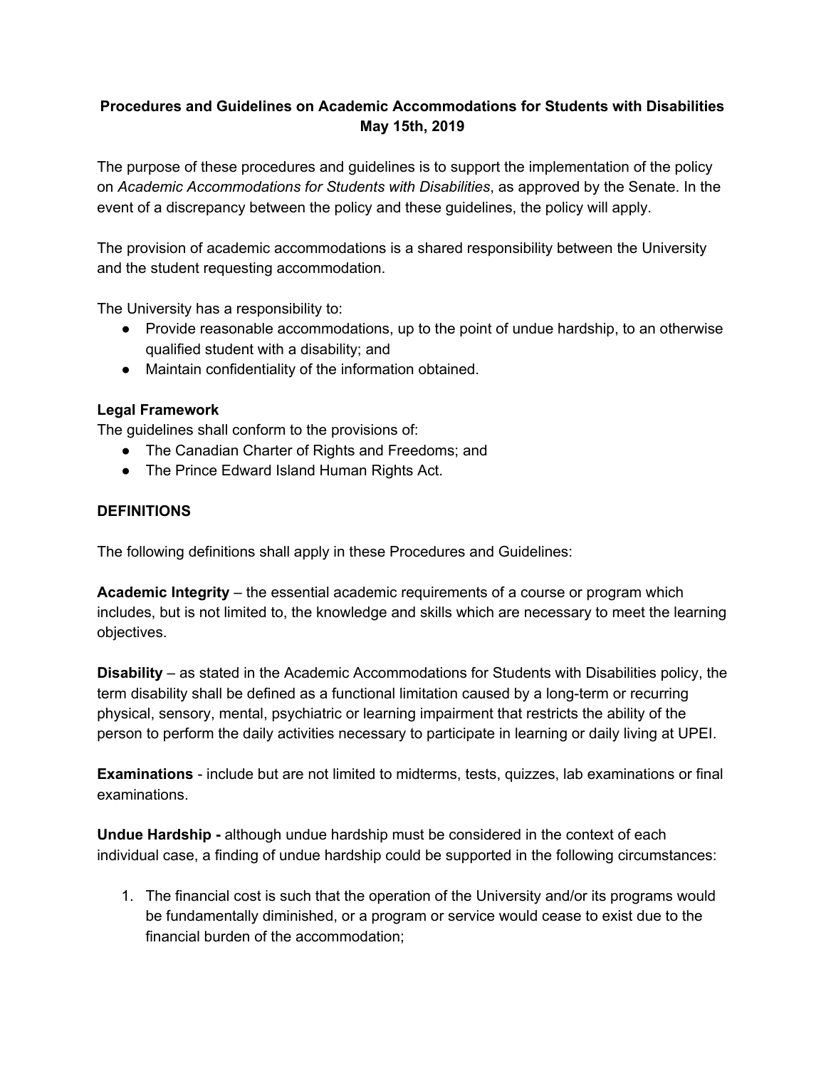# Procedures and Guidelines on Academic Accommodations for Students with Disabilities
## May 15th, 2019

The purpose of these procedures and guidelines is to support the implementation of the policy on *Academic Accommodations for Students with Disabilities*, as approved by the Senate. In the event of a discrepancy between the policy and these guidelines, the policy will apply.

The provision of academic accommodations is a shared responsibility between the University and the student requesting accommodation.

The University has a responsibility to:

- Provide reasonable accommodations, up to the point of undue hardship, to an otherwise qualified student with a disability; and
- Maintain confidentiality of the information obtained.

**Legal Framework**

The guidelines shall conform to the provisions of:

- The Canadian Charter of Rights and Freedoms; and
- The Prince Edward Island Human Rights Act.

## DEFINITIONS

The following definitions shall apply in these Procedures and Guidelines:

**Academic Integrity** – the essential academic requirements of a course or program which includes, but is not limited to, the knowledge and skills which are necessary to meet the learning objectives.

**Disability** – as stated in the Academic Accommodations for Students with Disabilities policy, the term disability shall be defined as a functional limitation caused by a long-term or recurring physical, sensory, mental, psychiatric or learning impairment that restricts the ability of the person to perform the daily activities necessary to participate in learning or daily living at UPEI.

**Examinations** - include but are not limited to midterms, tests, quizzes, lab examinations or final examinations.

**Undue Hardship -** although undue hardship must be considered in the context of each individual case, a finding of undue hardship could be supported in the following circumstances:

1. The financial cost is such that the operation of the University and/or its programs would be fundamentally diminished, or a program or service would cease to exist due to the financial burden of the accommodation;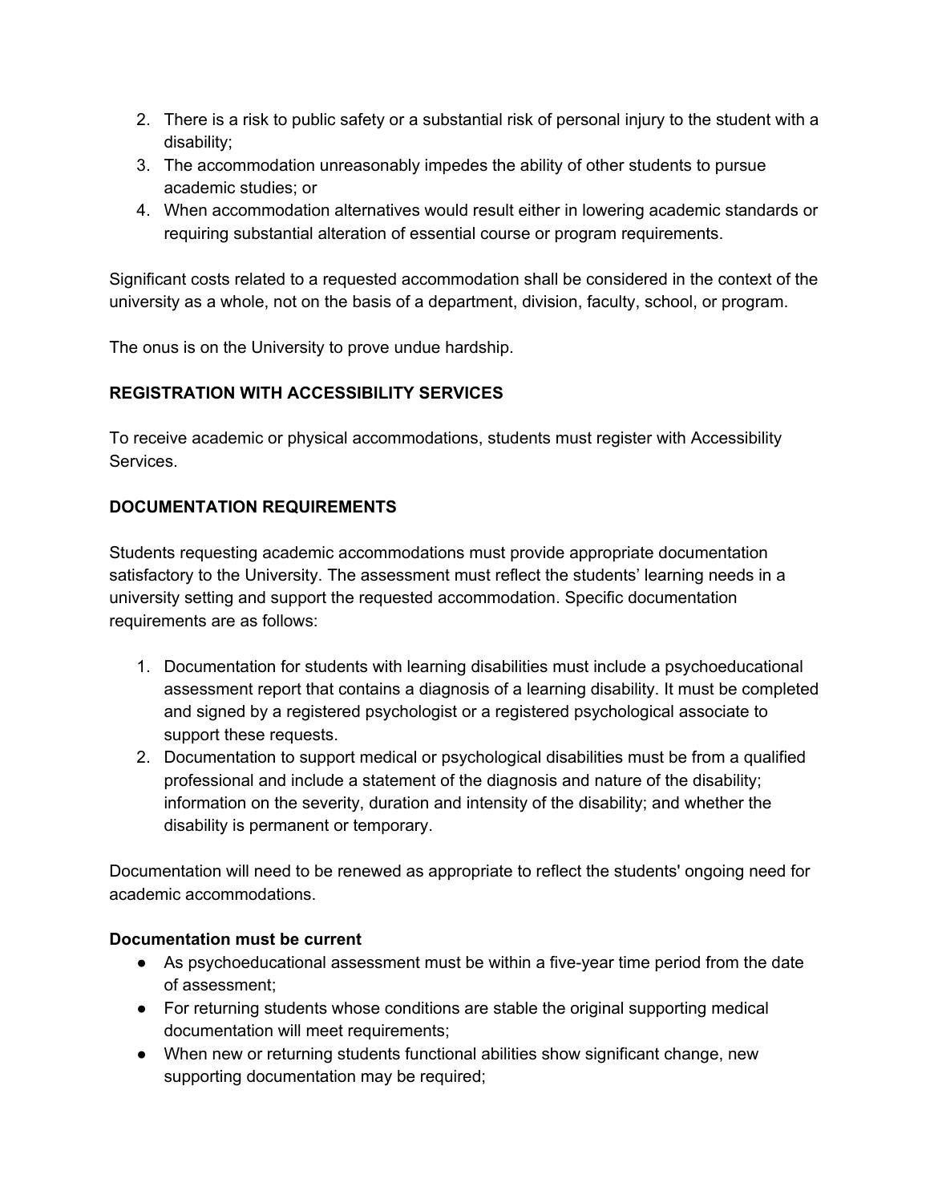2. There is a risk to public safety or a substantial risk of personal injury to the student with a disability;
3. The accommodation unreasonably impedes the ability of other students to pursue academic studies; or
4. When accommodation alternatives would result either in lowering academic standards or requiring substantial alteration of essential course or program requirements.

Significant costs related to a requested accommodation shall be considered in the context of the university as a whole, not on the basis of a department, division, faculty, school, or program.

The onus is on the University to prove undue hardship.

**REGISTRATION WITH ACCESSIBILITY SERVICES**

To receive academic or physical accommodations, students must register with Accessibility Services.

**DOCUMENTATION REQUIREMENTS**

Students requesting academic accommodations must provide appropriate documentation satisfactory to the University. The assessment must reflect the students' learning needs in a university setting and support the requested accommodation. Specific documentation requirements are as follows:

1. Documentation for students with learning disabilities must include a psychoeducational assessment report that contains a diagnosis of a learning disability. It must be completed and signed by a registered psychologist or a registered psychological associate to support these requests.
2. Documentation to support medical or psychological disabilities must be from a qualified professional and include a statement of the diagnosis and nature of the disability; information on the severity, duration and intensity of the disability; and whether the disability is permanent or temporary.

Documentation will need to be renewed as appropriate to reflect the students' ongoing need for academic accommodations.

**Documentation must be current**

- As psychoeducational assessment must be within a five-year time period from the date of assessment;
- For returning students whose conditions are stable the original supporting medical documentation will meet requirements;
- When new or returning students functional abilities show significant change, new supporting documentation may be required;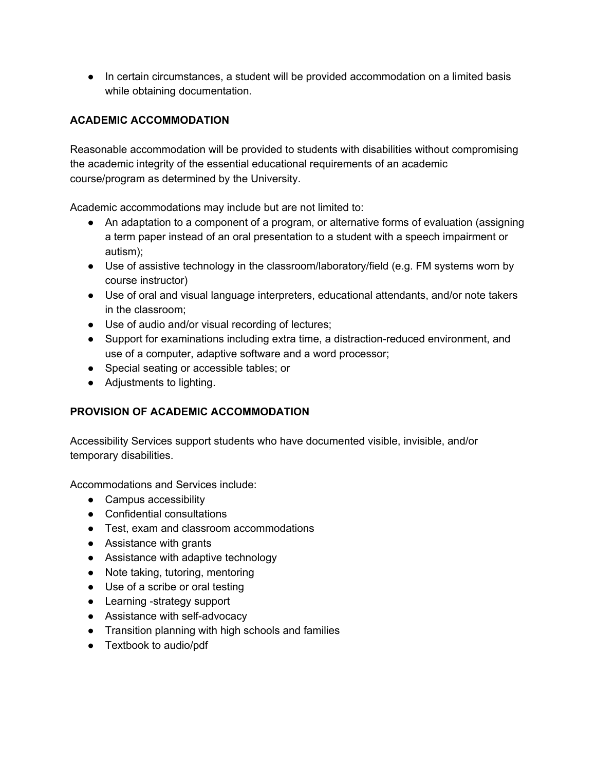- In certain circumstances, a student will be provided accommodation on a limited basis while obtaining documentation.

## ACADEMIC ACCOMMODATION

Reasonable accommodation will be provided to students with disabilities without compromising the academic integrity of the essential educational requirements of an academic course/program as determined by the University.

Academic accommodations may include but are not limited to:

- An adaptation to a component of a program, or alternative forms of evaluation (assigning a term paper instead of an oral presentation to a student with a speech impairment or autism);
- Use of assistive technology in the classroom/laboratory/field (e.g. FM systems worn by course instructor)
- Use of oral and visual language interpreters, educational attendants, and/or note takers in the classroom;
- Use of audio and/or visual recording of lectures;
- Support for examinations including extra time, a distraction-reduced environment, and use of a computer, adaptive software and a word processor;
- Special seating or accessible tables; or
- Adjustments to lighting.

## PROVISION OF ACADEMIC ACCOMMODATION

Accessibility Services support students who have documented visible, invisible, and/or temporary disabilities.

Accommodations and Services include:

- Campus accessibility
- Confidential consultations
- Test, exam and classroom accommodations
- Assistance with grants
- Assistance with adaptive technology
- Note taking, tutoring, mentoring
- Use of a scribe or oral testing
- Learning -strategy support
- Assistance with self-advocacy
- Transition planning with high schools and families
- Textbook to audio/pdf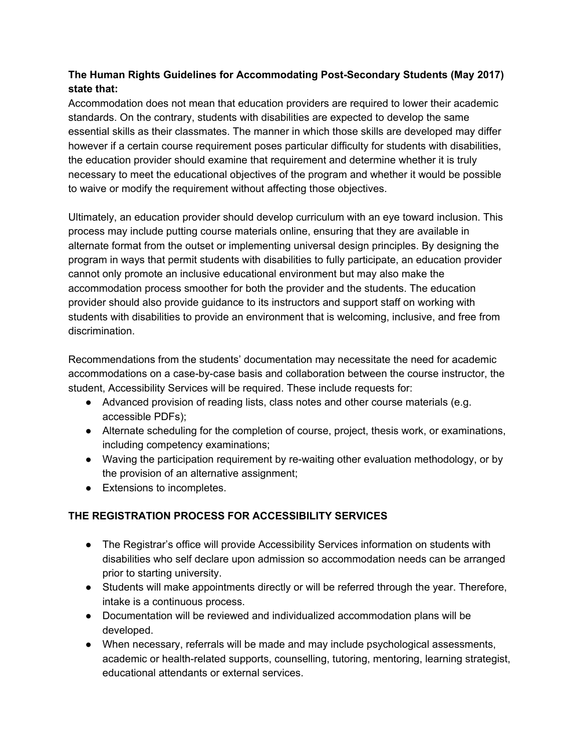**The Human Rights Guidelines for Accommodating Post-Secondary Students (May 2017) state that:**

Accommodation does not mean that education providers are required to lower their academic standards. On the contrary, students with disabilities are expected to develop the same essential skills as their classmates. The manner in which those skills are developed may differ however if a certain course requirement poses particular difficulty for students with disabilities, the education provider should examine that requirement and determine whether it is truly necessary to meet the educational objectives of the program and whether it would be possible to waive or modify the requirement without affecting those objectives.

Ultimately, an education provider should develop curriculum with an eye toward inclusion. This process may include putting course materials online, ensuring that they are available in alternate format from the outset or implementing universal design principles. By designing the program in ways that permit students with disabilities to fully participate, an education provider cannot only promote an inclusive educational environment but may also make the accommodation process smoother for both the provider and the students. The education provider should also provide guidance to its instructors and support staff on working with students with disabilities to provide an environment that is welcoming, inclusive, and free from discrimination.

Recommendations from the students' documentation may necessitate the need for academic accommodations on a case-by-case basis and collaboration between the course instructor, the student, Accessibility Services will be required. These include requests for:

- Advanced provision of reading lists, class notes and other course materials (e.g. accessible PDFs);
- Alternate scheduling for the completion of course, project, thesis work, or examinations, including competency examinations;
- Waving the participation requirement by re-waiting other evaluation methodology, or by the provision of an alternative assignment;
- Extensions to incompletes.

## THE REGISTRATION PROCESS FOR ACCESSIBILITY SERVICES

- The Registrar's office will provide Accessibility Services information on students with disabilities who self declare upon admission so accommodation needs can be arranged prior to starting university.
- Students will make appointments directly or will be referred through the year. Therefore, intake is a continuous process.
- Documentation will be reviewed and individualized accommodation plans will be developed.
- When necessary, referrals will be made and may include psychological assessments, academic or health-related supports, counselling, tutoring, mentoring, learning strategist, educational attendants or external services.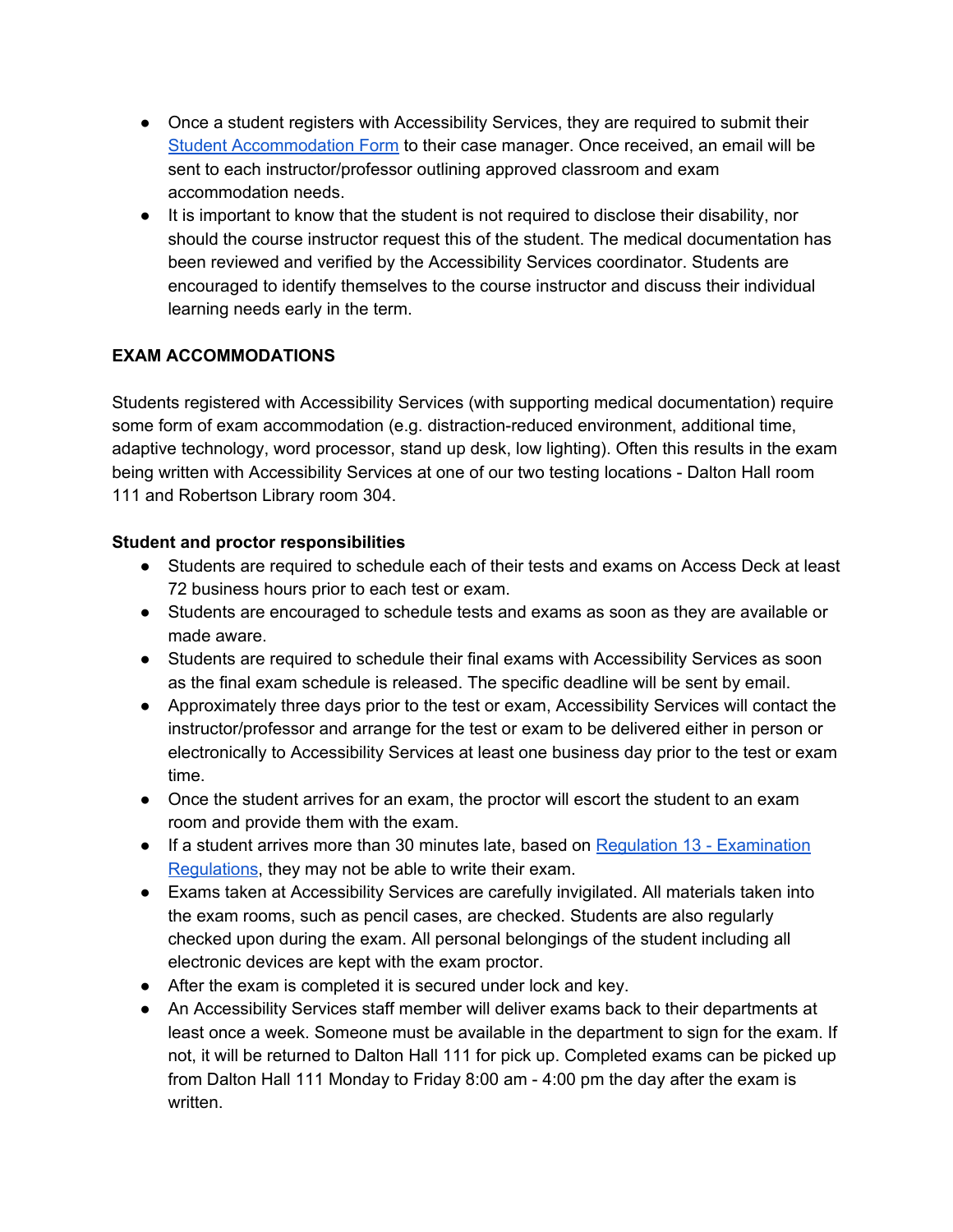- Once a student registers with Accessibility Services, they are required to submit their [Student Accommodation Form] to their case manager. Once received, an email will be sent to each instructor/professor outlining approved classroom and exam accommodation needs.
- It is important to know that the student is not required to disclose their disability, nor should the course instructor request this of the student. The medical documentation has been reviewed and verified by the Accessibility Services coordinator. Students are encouraged to identify themselves to the course instructor and discuss their individual learning needs early in the term.

## EXAM ACCOMMODATIONS

Students registered with Accessibility Services (with supporting medical documentation) require some form of exam accommodation (e.g. distraction-reduced environment, additional time, adaptive technology, word processor, stand up desk, low lighting). Often this results in the exam being written with Accessibility Services at one of our two testing locations - Dalton Hall room 111 and Robertson Library room 304.

### Student and proctor responsibilities

- Students are required to schedule each of their tests and exams on Access Deck at least 72 business hours prior to each test or exam.
- Students are encouraged to schedule tests and exams as soon as they are available or made aware.
- Students are required to schedule their final exams with Accessibility Services as soon as the final exam schedule is released. The specific deadline will be sent by email.
- Approximately three days prior to the test or exam, Accessibility Services will contact the instructor/professor and arrange for the test or exam to be delivered either in person or electronically to Accessibility Services at least one business day prior to the test or exam time.
- Once the student arrives for an exam, the proctor will escort the student to an exam room and provide them with the exam.
- If a student arrives more than 30 minutes late, based on [Regulation 13 - Examination Regulations], they may not be able to write their exam.
- Exams taken at Accessibility Services are carefully invigilated. All materials taken into the exam rooms, such as pencil cases, are checked. Students are also regularly checked upon during the exam. All personal belongings of the student including all electronic devices are kept with the exam proctor.
- After the exam is completed it is secured under lock and key.
- An Accessibility Services staff member will deliver exams back to their departments at least once a week. Someone must be available in the department to sign for the exam. If not, it will be returned to Dalton Hall 111 for pick up. Completed exams can be picked up from Dalton Hall 111 Monday to Friday 8:00 am - 4:00 pm the day after the exam is written.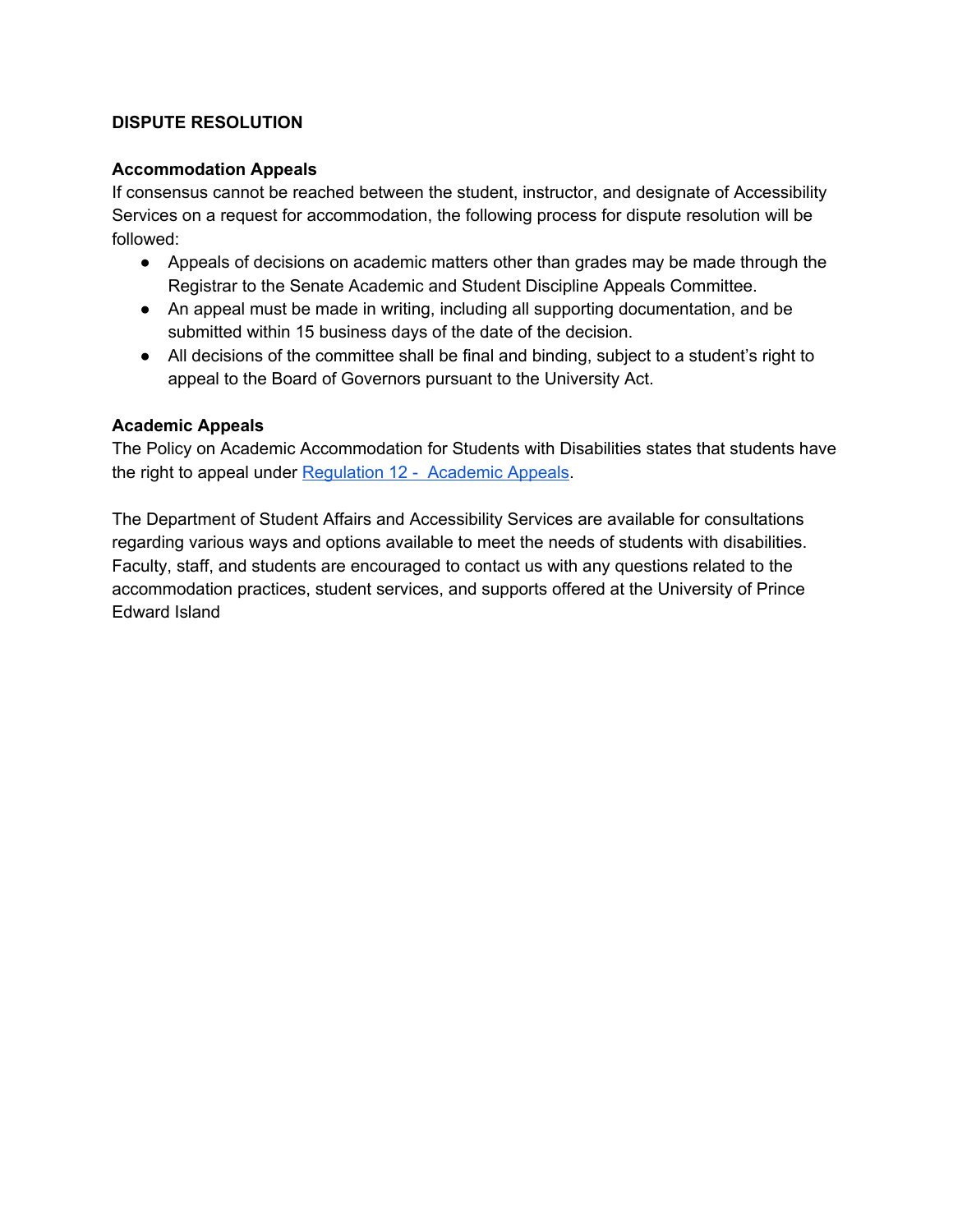## DISPUTE RESOLUTION

### Accommodation Appeals

If consensus cannot be reached between the student, instructor, and designate of Accessibility Services on a request for accommodation, the following process for dispute resolution will be followed:

- Appeals of decisions on academic matters other than grades may be made through the Registrar to the Senate Academic and Student Discipline Appeals Committee.
- An appeal must be made in writing, including all supporting documentation, and be submitted within 15 business days of the date of the decision.
- All decisions of the committee shall be final and binding, subject to a student's right to appeal to the Board of Governors pursuant to the University Act.

### Academic Appeals

The Policy on Academic Accommodation for Students with Disabilities states that students have the right to appeal under Regulation 12 - Academic Appeals.

The Department of Student Affairs and Accessibility Services are available for consultations regarding various ways and options available to meet the needs of students with disabilities. Faculty, staff, and students are encouraged to contact us with any questions related to the accommodation practices, student services, and supports offered at the University of Prince Edward Island